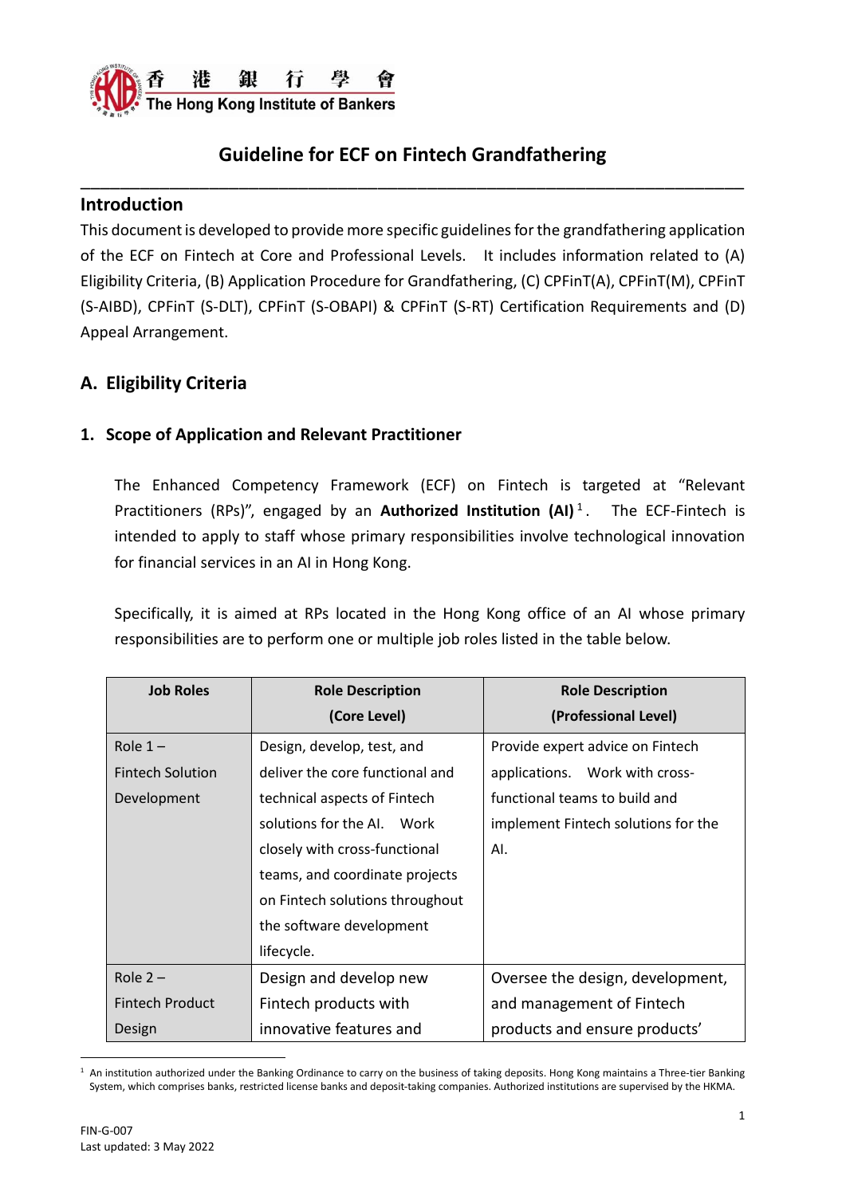# Guideline for ECF on Fintech Grandfathering

## Introduction

This document is developed to provide more specific guidelines for the grandfathering application of the ECF on Fintech at Core and Professional Levels. It includes information related to (A) Eligibility Criteria, (B) Application Procedure for Grandfathering, (C) CPFinT(A), CPFinT(M), CPFinT (S-AIBD), CPFinT (S-DLT), CPFinT (S-OBAPI) & CPFinT (S-RT) Certification Requirements and (D) Appeal Arrangement.

## A. Eligibility Criteria

### 1. Scope of Application and Relevant Practitioner

The Enhanced Competency Framework (ECF) on Fintech is targeted at "Relevant Practitioners (RPs)", engaged by an **Authorized Institution (AI)**[1]. The ECF-Fintech is intended to apply to staff whose primary responsibilities involve technological innovation for financial services in an AI in Hong Kong.

Specifically, it is aimed at RPs located in the Hong Kong office of an AI whose primary responsibilities are to perform one or multiple job roles listed in the table below.

| Job Roles | Role Description (Core Level) | Role Description (Professional Level) |
|---|---|---|
| Role 1 – Fintech Solution Development | Design, develop, test, and deliver the core functional and technical aspects of Fintech solutions for the AI. Work closely with cross-functional teams, and coordinate projects on Fintech solutions throughout the software development lifecycle. | Provide expert advice on Fintech applications. Work with cross-functional teams to build and implement Fintech solutions for the AI. |
| Role 2 – Fintech Product Design | Design and develop new Fintech products with innovative features and | Oversee the design, development, and management of Fintech products and ensure products' |

[1] An institution authorized under the Banking Ordinance to carry on the business of taking deposits. Hong Kong maintains a Three-tier Banking System, which comprises banks, restricted license banks and deposit-taking companies. Authorized institutions are supervised by the HKMA.

FIN-G-007
Last updated: 3 May 2022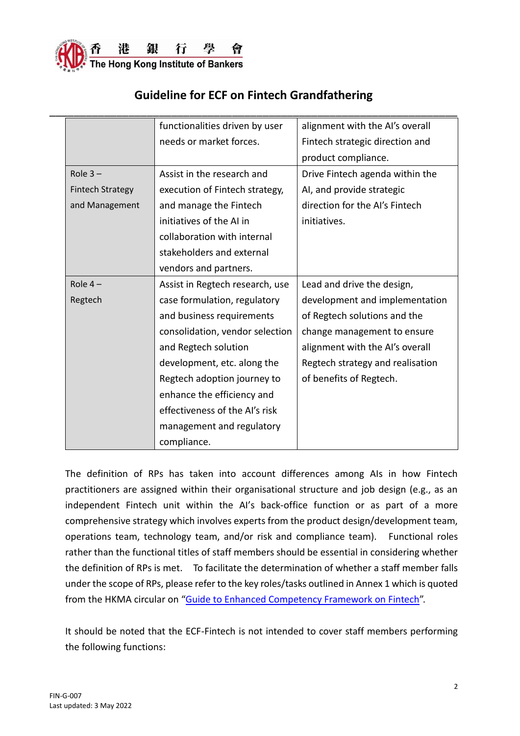| | | |
|---|---|---|
| | functionalities driven by user needs or market forces. | alignment with the AI's overall Fintech strategic direction and product compliance. |
| Role 3 – Fintech Strategy and Management | Assist in the research and execution of Fintech strategy, and manage the Fintech initiatives of the AI in collaboration with internal stakeholders and external vendors and partners. | Drive Fintech agenda within the AI, and provide strategic direction for the AI's Fintech initiatives. |
| Role 4 – Regtech | Assist in Regtech research, use case formulation, regulatory and business requirements consolidation, vendor selection and Regtech solution development, etc. along the Regtech adoption journey to enhance the efficiency and effectiveness of the AI's risk management and regulatory compliance. | Lead and drive the design, development and implementation of Regtech solutions and the change management to ensure alignment with the AI's overall Regtech strategy and realisation of benefits of Regtech. |

The definition of RPs has taken into account differences among AIs in how Fintech practitioners are assigned within their organisational structure and job design (e.g., as an independent Fintech unit within the AI's back-office function or as part of a more comprehensive strategy which involves experts from the product design/development team, operations team, technology team, and/or risk and compliance team). Functional roles rather than the functional titles of staff members should be essential in considering whether the definition of RPs is met. To facilitate the determination of whether a staff member falls under the scope of RPs, please refer to the key roles/tasks outlined in Annex 1 which is quoted from the HKMA circular on "Guide to Enhanced Competency Framework on Fintech".

It should be noted that the ECF-Fintech is not intended to cover staff members performing the following functions: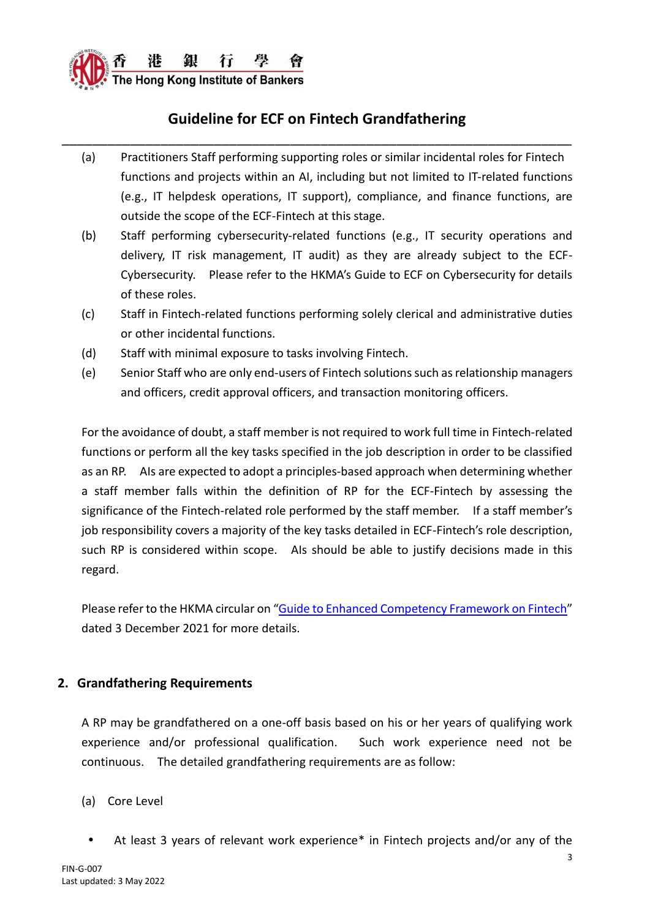(a) Practitioners Staff performing supporting roles or similar incidental roles for Fintech functions and projects within an AI, including but not limited to IT-related functions (e.g., IT helpdesk operations, IT support), compliance, and finance functions, are outside the scope of the ECF-Fintech at this stage.

(b) Staff performing cybersecurity-related functions (e.g., IT security operations and delivery, IT risk management, IT audit) as they are already subject to the ECF-Cybersecurity. Please refer to the HKMA's Guide to ECF on Cybersecurity for details of these roles.

(c) Staff in Fintech-related functions performing solely clerical and administrative duties or other incidental functions.

(d) Staff with minimal exposure to tasks involving Fintech.

(e) Senior Staff who are only end-users of Fintech solutions such as relationship managers and officers, credit approval officers, and transaction monitoring officers.

For the avoidance of doubt, a staff member is not required to work full time in Fintech-related functions or perform all the key tasks specified in the job description in order to be classified as an RP. AIs are expected to adopt a principles-based approach when determining whether a staff member falls within the definition of RP for the ECF-Fintech by assessing the significance of the Fintech-related role performed by the staff member. If a staff member's job responsibility covers a majority of the key tasks detailed in ECF-Fintech's role description, such RP is considered within scope. AIs should be able to justify decisions made in this regard.

Please refer to the HKMA circular on "Guide to Enhanced Competency Framework on Fintech" dated 3 December 2021 for more details.

## 2. Grandfathering Requirements

A RP may be grandfathered on a one-off basis based on his or her years of qualifying work experience and/or professional qualification. Such work experience need not be continuous. The detailed grandfathering requirements are as follow:

(a) Core Level

- At least 3 years of relevant work experience* in Fintech projects and/or any of the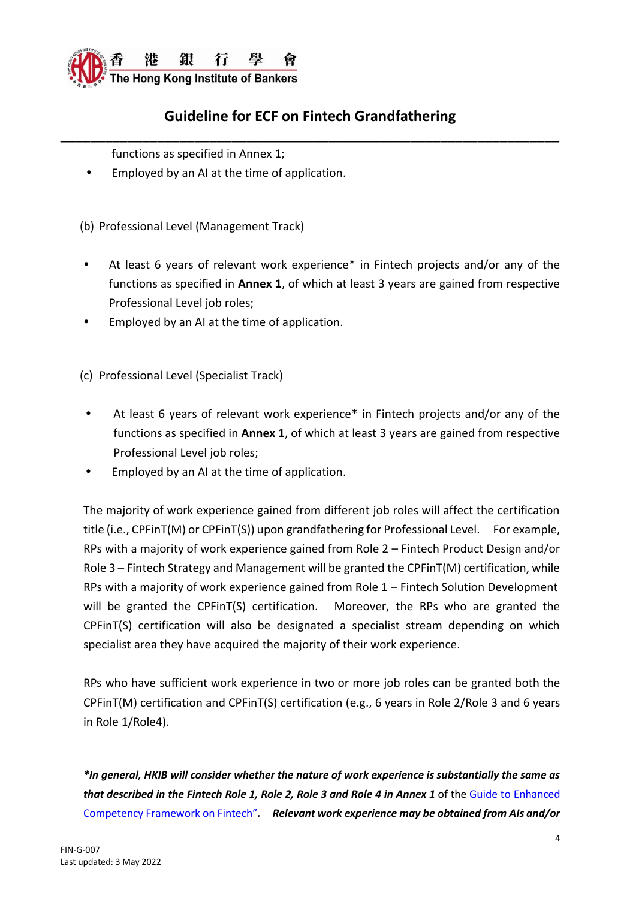functions as specified in Annex 1;

- Employed by an AI at the time of application.

(b) Professional Level (Management Track)

- At least 6 years of relevant work experience* in Fintech projects and/or any of the functions as specified in **Annex 1**, of which at least 3 years are gained from respective Professional Level job roles;
- Employed by an AI at the time of application.

(c) Professional Level (Specialist Track)

- At least 6 years of relevant work experience* in Fintech projects and/or any of the functions as specified in **Annex 1**, of which at least 3 years are gained from respective Professional Level job roles;
- Employed by an AI at the time of application.

The majority of work experience gained from different job roles will affect the certification title (i.e., CPFinT(M) or CPFinT(S)) upon grandfathering for Professional Level. For example, RPs with a majority of work experience gained from Role 2 – Fintech Product Design and/or Role 3 – Fintech Strategy and Management will be granted the CPFinT(M) certification, while RPs with a majority of work experience gained from Role 1 – Fintech Solution Development will be granted the CPFinT(S) certification. Moreover, the RPs who are granted the CPFinT(S) certification will also be designated a specialist stream depending on which specialist area they have acquired the majority of their work experience.

RPs who have sufficient work experience in two or more job roles can be granted both the CPFinT(M) certification and CPFinT(S) certification (e.g., 6 years in Role 2/Role 3 and 6 years in Role 1/Role4).

***In general, HKIB will consider whether the nature of work experience is substantially the same as that described in the Fintech Role 1, Role 2, Role 3 and Role 4 in Annex 1** of the Guide to Enhanced Competency Framework on Fintech”. **Relevant work experience may be obtained from AIs and/or***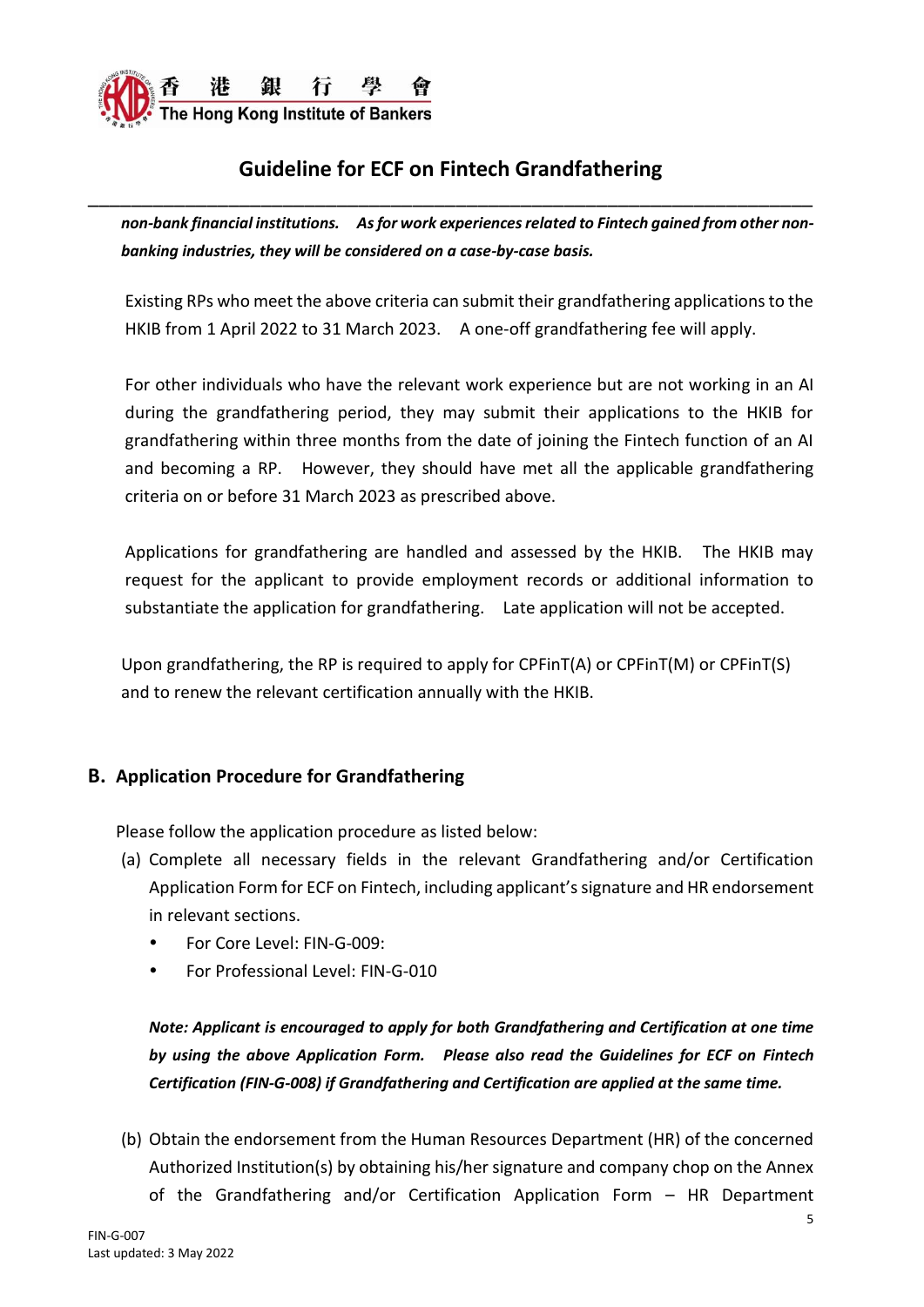***non-bank financial institutions. As for work experiences related to Fintech gained from other non-banking industries, they will be considered on a case-by-case basis.***

Existing RPs who meet the above criteria can submit their grandfathering applications to the HKIB from 1 April 2022 to 31 March 2023. A one-off grandfathering fee will apply.

For other individuals who have the relevant work experience but are not working in an AI during the grandfathering period, they may submit their applications to the HKIB for grandfathering within three months from the date of joining the Fintech function of an AI and becoming a RP. However, they should have met all the applicable grandfathering criteria on or before 31 March 2023 as prescribed above.

Applications for grandfathering are handled and assessed by the HKIB. The HKIB may request for the applicant to provide employment records or additional information to substantiate the application for grandfathering. Late application will not be accepted.

Upon grandfathering, the RP is required to apply for CPFinT(A) or CPFinT(M) or CPFinT(S) and to renew the relevant certification annually with the HKIB.

## B. Application Procedure for Grandfathering

Please follow the application procedure as listed below:

(a) Complete all necessary fields in the relevant Grandfathering and/or Certification Application Form for ECF on Fintech, including applicant's signature and HR endorsement in relevant sections.

- For Core Level: FIN-G-009:
- For Professional Level: FIN-G-010

***Note: Applicant is encouraged to apply for both Grandfathering and Certification at one time by using the above Application Form. Please also read the Guidelines for ECF on Fintech Certification (FIN-G-008) if Grandfathering and Certification are applied at the same time.***

(b) Obtain the endorsement from the Human Resources Department (HR) of the concerned Authorized Institution(s) by obtaining his/her signature and company chop on the Annex of the Grandfathering and/or Certification Application Form – HR Department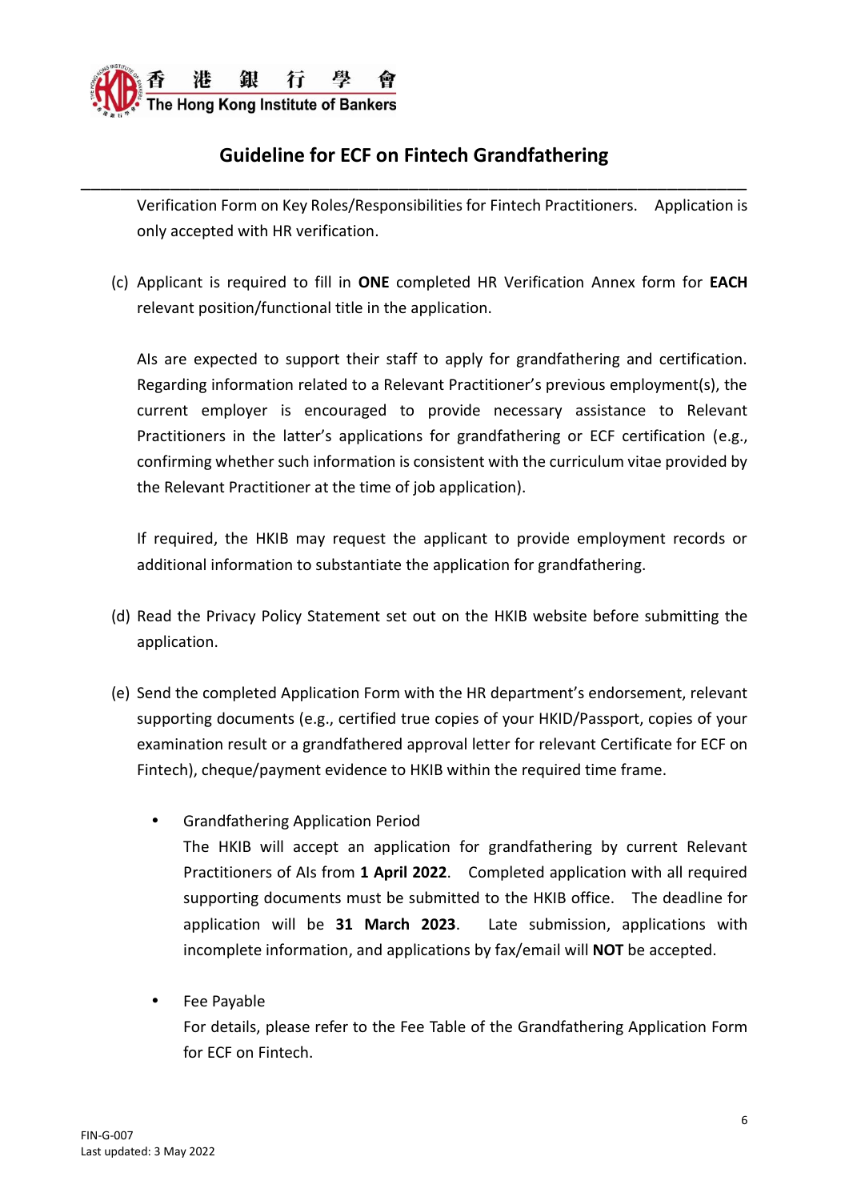Verification Form on Key Roles/Responsibilities for Fintech Practitioners. Application is only accepted with HR verification.

(c) Applicant is required to fill in **ONE** completed HR Verification Annex form for **EACH** relevant position/functional title in the application.

AIs are expected to support their staff to apply for grandfathering and certification. Regarding information related to a Relevant Practitioner's previous employment(s), the current employer is encouraged to provide necessary assistance to Relevant Practitioners in the latter's applications for grandfathering or ECF certification (e.g., confirming whether such information is consistent with the curriculum vitae provided by the Relevant Practitioner at the time of job application).

If required, the HKIB may request the applicant to provide employment records or additional information to substantiate the application for grandfathering.

(d) Read the Privacy Policy Statement set out on the HKIB website before submitting the application.

(e) Send the completed Application Form with the HR department's endorsement, relevant supporting documents (e.g., certified true copies of your HKID/Passport, copies of your examination result or a grandfathered approval letter for relevant Certificate for ECF on Fintech), cheque/payment evidence to HKIB within the required time frame.

- Grandfathering Application Period
  The HKIB will accept an application for grandfathering by current Relevant Practitioners of AIs from **1 April 2022**. Completed application with all required supporting documents must be submitted to the HKIB office. The deadline for application will be **31 March 2023**. Late submission, applications with incomplete information, and applications by fax/email will **NOT** be accepted.

- Fee Payable
  For details, please refer to the Fee Table of the Grandfathering Application Form for ECF on Fintech.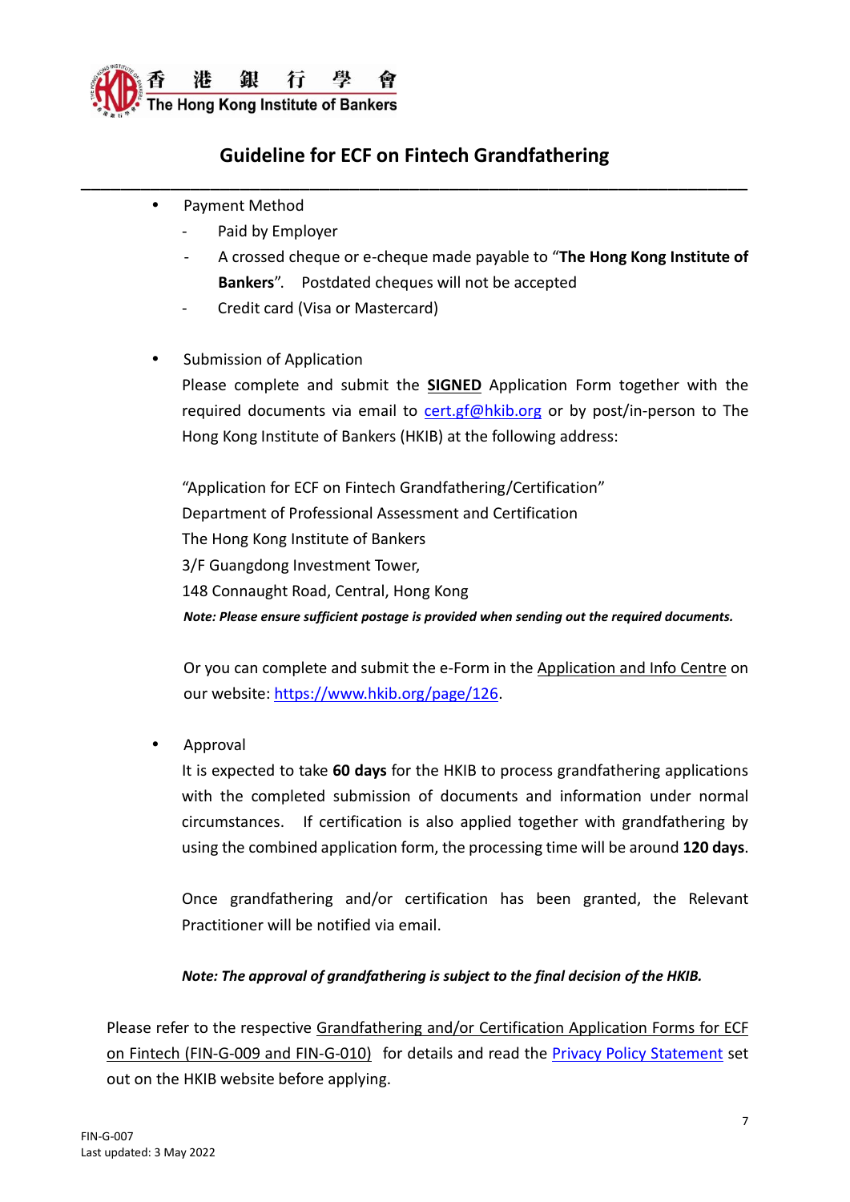- Payment Method
  - Paid by Employer
  - A crossed cheque or e-cheque made payable to "**The Hong Kong Institute of Bankers**". Postdated cheques will not be accepted
  - Credit card (Visa or Mastercard)

- Submission of Application

  Please complete and submit the **SIGNED** Application Form together with the required documents via email to cert.gf@hkib.org or by post/in-person to The Hong Kong Institute of Bankers (HKIB) at the following address:

  "Application for ECF on Fintech Grandfathering/Certification"
  Department of Professional Assessment and Certification
  The Hong Kong Institute of Bankers
  3/F Guangdong Investment Tower,
  148 Connaught Road, Central, Hong Kong

  ***Note: Please ensure sufficient postage is provided when sending out the required documents.***

  Or you can complete and submit the e-Form in the Application and Info Centre on our website: https://www.hkib.org/page/126.

- Approval

  It is expected to take **60 days** for the HKIB to process grandfathering applications with the completed submission of documents and information under normal circumstances. If certification is also applied together with grandfathering by using the combined application form, the processing time will be around **120 days**.

  Once grandfathering and/or certification has been granted, the Relevant Practitioner will be notified via email.

  ***Note: The approval of grandfathering is subject to the final decision of the HKIB.***

Please refer to the respective Grandfathering and/or Certification Application Forms for ECF on Fintech (FIN-G-009 and FIN-G-010) for details and read the Privacy Policy Statement set out on the HKIB website before applying.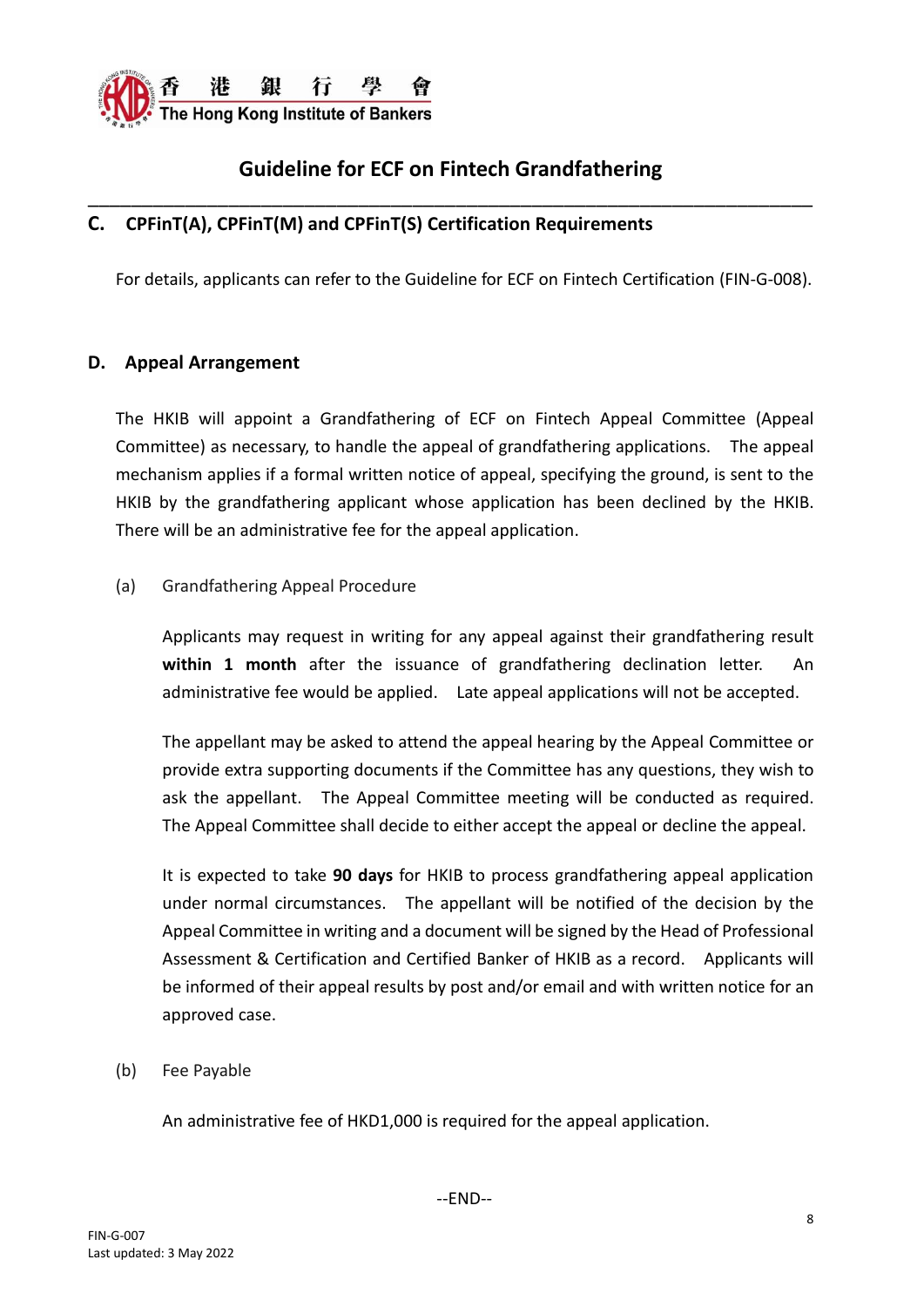## C. CPFinT(A), CPFinT(M) and CPFinT(S) Certification Requirements

For details, applicants can refer to the Guideline for ECF on Fintech Certification (FIN-G-008).

## D. Appeal Arrangement

The HKIB will appoint a Grandfathering of ECF on Fintech Appeal Committee (Appeal Committee) as necessary, to handle the appeal of grandfathering applications. The appeal mechanism applies if a formal written notice of appeal, specifying the ground, is sent to the HKIB by the grandfathering applicant whose application has been declined by the HKIB. There will be an administrative fee for the appeal application.

(a) Grandfathering Appeal Procedure

Applicants may request in writing for any appeal against their grandfathering result **within 1 month** after the issuance of grandfathering declination letter. An administrative fee would be applied. Late appeal applications will not be accepted.

The appellant may be asked to attend the appeal hearing by the Appeal Committee or provide extra supporting documents if the Committee has any questions, they wish to ask the appellant. The Appeal Committee meeting will be conducted as required. The Appeal Committee shall decide to either accept the appeal or decline the appeal.

It is expected to take **90 days** for HKIB to process grandfathering appeal application under normal circumstances. The appellant will be notified of the decision by the Appeal Committee in writing and a document will be signed by the Head of Professional Assessment & Certification and Certified Banker of HKIB as a record. Applicants will be informed of their appeal results by post and/or email and with written notice for an approved case.

(b) Fee Payable

An administrative fee of HKD1,000 is required for the appeal application.

--END--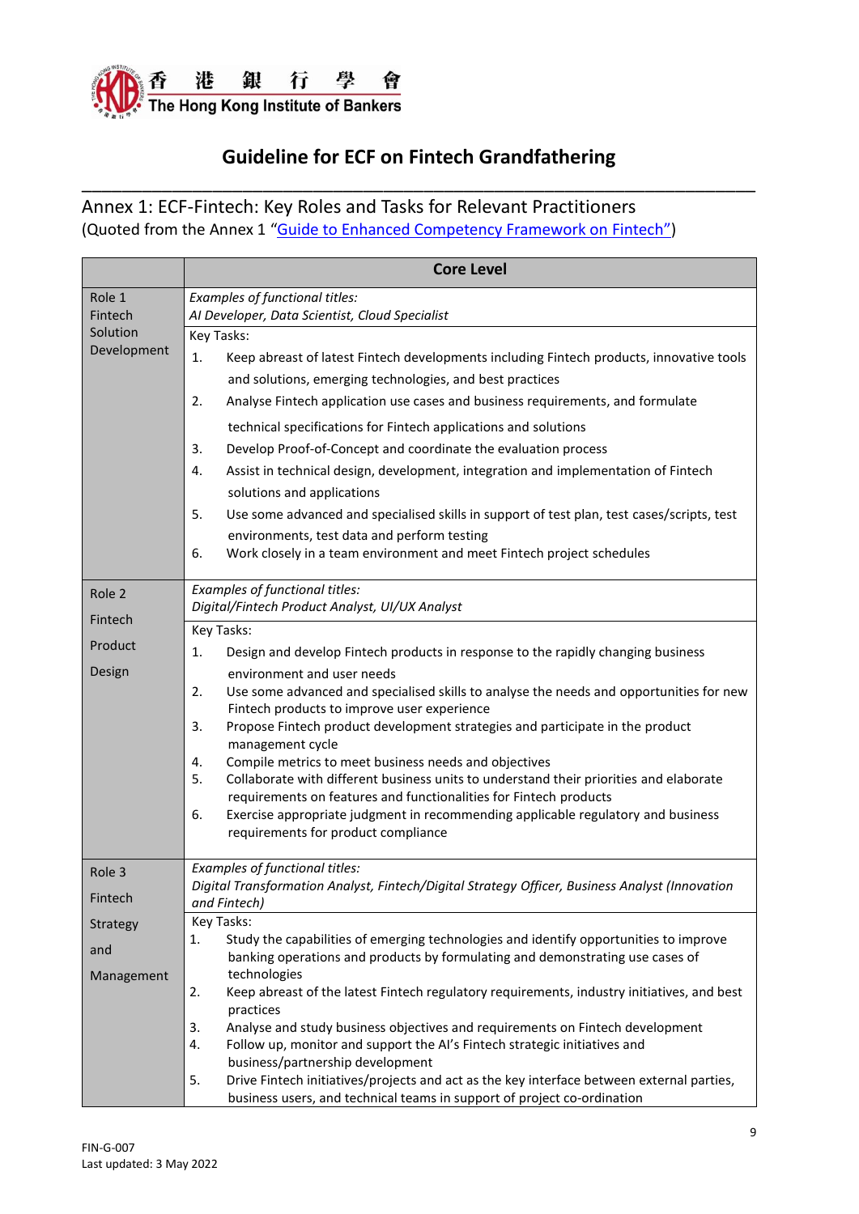# Guideline for ECF on Fintech Grandfathering

## Annex 1: ECF-Fintech: Key Roles and Tasks for Relevant Practitioners

(Quoted from the Annex 1 "[Guide to Enhanced Competency Framework on Fintech"](#))

| | Core Level |
|---|---|
| Role 1 Fintech Solution Development | *Examples of functional titles:*<br>*AI Developer, Data Scientist, Cloud Specialist* |
| | Key Tasks:<br>1. Keep abreast of latest Fintech developments including Fintech products, innovative tools and solutions, emerging technologies, and best practices<br>2. Analyse Fintech application use cases and business requirements, and formulate technical specifications for Fintech applications and solutions<br>3. Develop Proof-of-Concept and coordinate the evaluation process<br>4. Assist in technical design, development, integration and implementation of Fintech solutions and applications<br>5. Use some advanced and specialised skills in support of test plan, test cases/scripts, test environments, test data and perform testing<br>6. Work closely in a team environment and meet Fintech project schedules |
| Role 2 Fintech Product Design | *Examples of functional titles:*<br>*Digital/Fintech Product Analyst, UI/UX Analyst* |
| | Key Tasks:<br>1. Design and develop Fintech products in response to the rapidly changing business environment and user needs<br>2. Use some advanced and specialised skills to analyse the needs and opportunities for new Fintech products to improve user experience<br>3. Propose Fintech product development strategies and participate in the product management cycle<br>4. Compile metrics to meet business needs and objectives<br>5. Collaborate with different business units to understand their priorities and elaborate requirements on features and functionalities for Fintech products<br>6. Exercise appropriate judgment in recommending applicable regulatory and business requirements for product compliance |
| Role 3 Fintech Strategy and Management | *Examples of functional titles:*<br>*Digital Transformation Analyst, Fintech/Digital Strategy Officer, Business Analyst (Innovation and Fintech)* |
| | Key Tasks:<br>1. Study the capabilities of emerging technologies and identify opportunities to improve banking operations and products by formulating and demonstrating use cases of technologies<br>2. Keep abreast of the latest Fintech regulatory requirements, industry initiatives, and best practices<br>3. Analyse and study business objectives and requirements on Fintech development<br>4. Follow up, monitor and support the AI's Fintech strategic initiatives and business/partnership development<br>5. Drive Fintech initiatives/projects and act as the key interface between external parties, business users, and technical teams in support of project co-ordination |

FIN-G-007
Last updated: 3 May 2022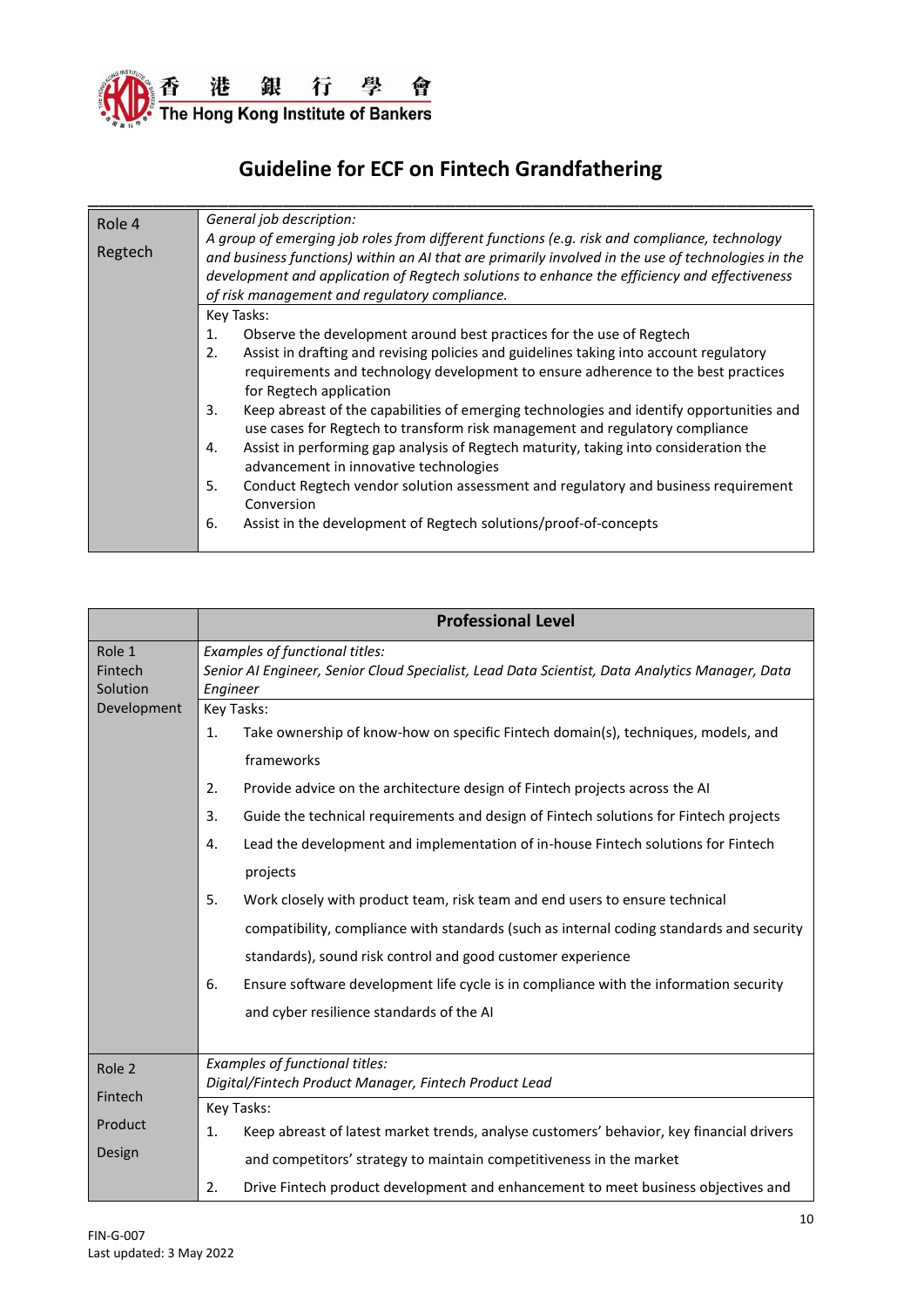# Guideline for ECF on Fintech Grandfathering

| Role 4 Regtech | *General job description:* *A group of emerging job roles from different functions (e.g. risk and compliance, technology and business functions) within an AI that are primarily involved in the use of technologies in the development and application of Regtech solutions to enhance the efficiency and effectiveness of risk management and regulatory compliance.* |
|---|---|
| | Key Tasks:<br>1. Observe the development around best practices for the use of Regtech<br>2. Assist in drafting and revising policies and guidelines taking into account regulatory requirements and technology development to ensure adherence to the best practices for Regtech application<br>3. Keep abreast of the capabilities of emerging technologies and identify opportunities and use cases for Regtech to transform risk management and regulatory compliance<br>4. Assist in performing gap analysis of Regtech maturity, taking into consideration the advancement in innovative technologies<br>5. Conduct Regtech vendor solution assessment and regulatory and business requirement Conversion<br>6. Assist in the development of Regtech solutions/proof-of-concepts |

| | **Professional Level** |
|---|---|
| Role 1 Fintech Solution Development | *Examples of functional titles:* *Senior AI Engineer, Senior Cloud Specialist, Lead Data Scientist, Data Analytics Manager, Data Engineer* |
| | Key Tasks:<br>1. Take ownership of know-how on specific Fintech domain(s), techniques, models, and frameworks<br>2. Provide advice on the architecture design of Fintech projects across the AI<br>3. Guide the technical requirements and design of Fintech solutions for Fintech projects<br>4. Lead the development and implementation of in-house Fintech solutions for Fintech projects<br>5. Work closely with product team, risk team and end users to ensure technical compatibility, compliance with standards (such as internal coding standards and security standards), sound risk control and good customer experience<br>6. Ensure software development life cycle is in compliance with the information security and cyber resilience standards of the AI |
| Role 2 Fintech Product Design | *Examples of functional titles:* *Digital/Fintech Product Manager, Fintech Product Lead* |
| | Key Tasks:<br>1. Keep abreast of latest market trends, analyse customers' behavior, key financial drivers and competitors' strategy to maintain competitiveness in the market<br>2. Drive Fintech product development and enhancement to meet business objectives and |

FIN-G-007
Last updated: 3 May 2022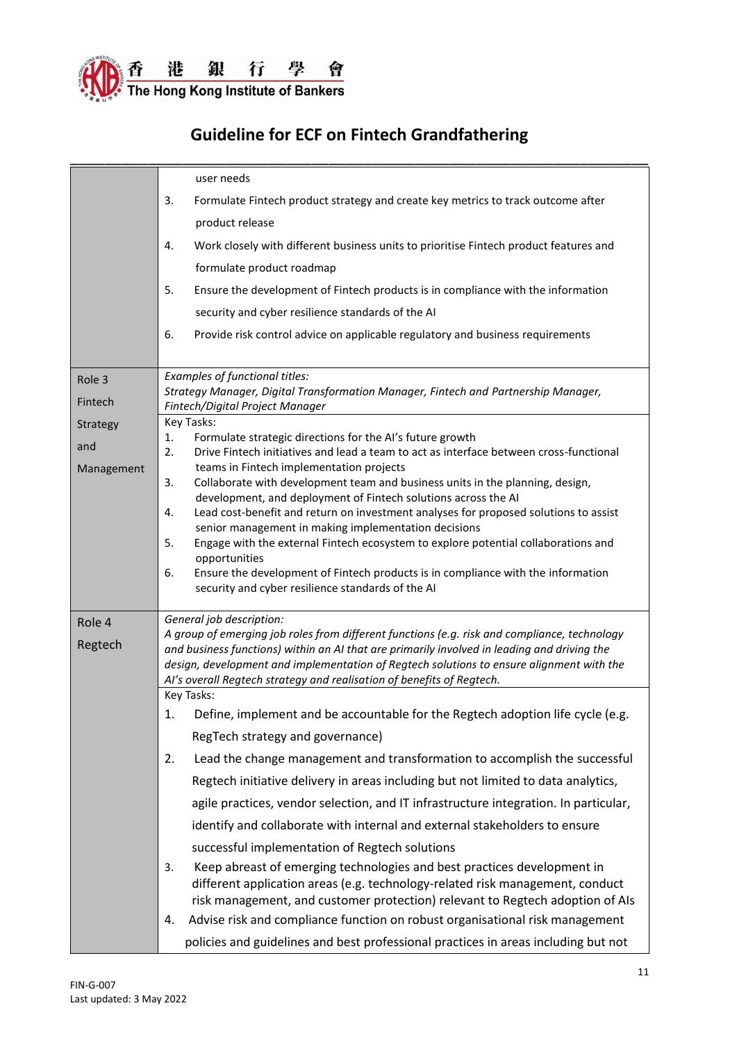# Guideline for ECF on Fintech Grandfathering

| | |
|---|---|
| | user needs<br>3. Formulate Fintech product strategy and create key metrics to track outcome after product release<br>4. Work closely with different business units to prioritise Fintech product features and formulate product roadmap<br>5. Ensure the development of Fintech products is in compliance with the information security and cyber resilience standards of the AI<br>6. Provide risk control advice on applicable regulatory and business requirements |
| Role 3<br>Fintech Strategy and Management | *Examples of functional titles:*<br>*Strategy Manager, Digital Transformation Manager, Fintech and Partnership Manager, Fintech/Digital Project Manager* |
| | Key Tasks:<br>1. Formulate strategic directions for the AI's future growth<br>2. Drive Fintech initiatives and lead a team to act as interface between cross-functional teams in Fintech implementation projects<br>3. Collaborate with development team and business units in the planning, design, development, and deployment of Fintech solutions across the AI<br>4. Lead cost-benefit and return on investment analyses for proposed solutions to assist senior management in making implementation decisions<br>5. Engage with the external Fintech ecosystem to explore potential collaborations and opportunities<br>6. Ensure the development of Fintech products is in compliance with the information security and cyber resilience standards of the AI |
| Role 4<br>Regtech | *General job description:*<br>*A group of emerging job roles from different functions (e.g. risk and compliance, technology and business functions) within an AI that are primarily involved in leading and driving the design, development and implementation of Regtech solutions to ensure alignment with the AI's overall Regtech strategy and realisation of benefits of Regtech.* |
| | Key Tasks:<br>1. Define, implement and be accountable for the Regtech adoption life cycle (e.g. RegTech strategy and governance)<br>2. Lead the change management and transformation to accomplish the successful Regtech initiative delivery in areas including but not limited to data analytics, agile practices, vendor selection, and IT infrastructure integration. In particular, identify and collaborate with internal and external stakeholders to ensure successful implementation of Regtech solutions<br>3. Keep abreast of emerging technologies and best practices development in different application areas (e.g. technology-related risk management, conduct risk management, and customer protection) relevant to Regtech adoption of AIs<br>4. Advise risk and compliance function on robust organisational risk management policies and guidelines and best professional practices in areas including but not |

FIN-G-007
Last updated: 3 May 2022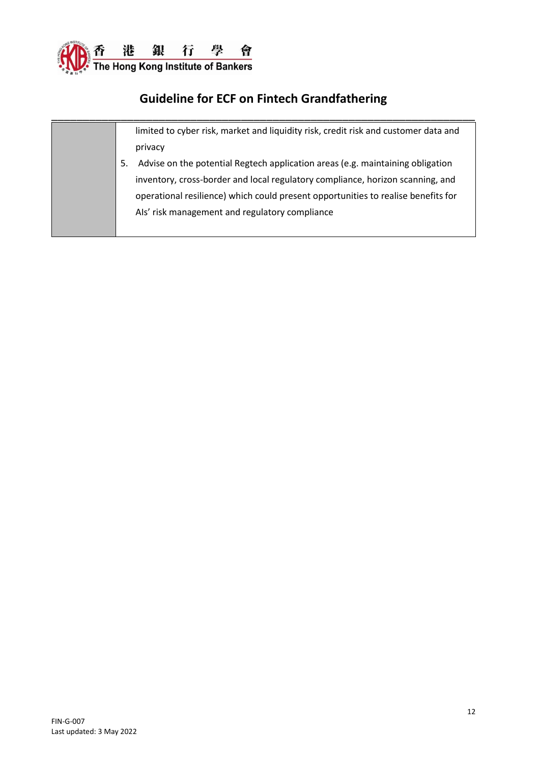| | |
|---|---|
| | limited to cyber risk, market and liquidity risk, credit risk and customer data and privacy<br>5. Advise on the potential Regtech application areas (e.g. maintaining obligation inventory, cross-border and local regulatory compliance, horizon scanning, and operational resilience) which could present opportunities to realise benefits for AIs' risk management and regulatory compliance |